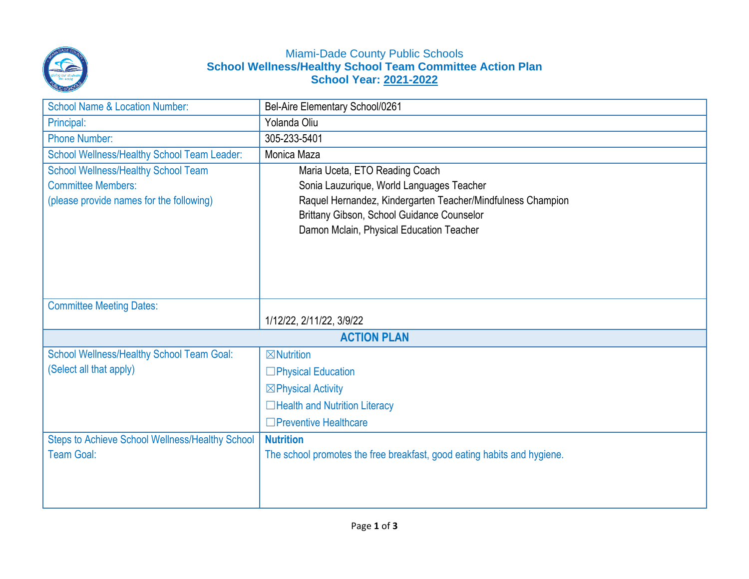# Miami-Dade County Public Schools
## School Wellness/Healthy School Team Committee Action Plan
## School Year: 2021-2022

| School Name & Location Number: | Bel-Aire Elementary School/0261 |
|---|---|
| Principal: | Yolanda Oliu |
| Phone Number: | 305-233-5401 |
| School Wellness/Healthy School Team Leader: | Monica Maza |
| School Wellness/Healthy School Team Committee Members: (please provide names for the following) | Maria Uceta, ETO Reading Coach<br>Sonia Lauzurique, World Languages Teacher<br>Raquel Hernandez, Kindergarten Teacher/Mindfulness Champion<br>Brittany Gibson, School Guidance Counselor<br>Damon Mclain, Physical Education Teacher |
| Committee Meeting Dates: | 1/12/22, 2/11/22, 3/9/22 |
| **ACTION PLAN** | |
| School Wellness/Healthy School Team Goal: (Select all that apply) | ☒Nutrition<br>☐Physical Education<br>☒Physical Activity<br>☐Health and Nutrition Literacy<br>☐Preventive Healthcare |
| Steps to Achieve School Wellness/Healthy School Team Goal: | **Nutrition**<br>The school promotes the free breakfast, good eating habits and hygiene. |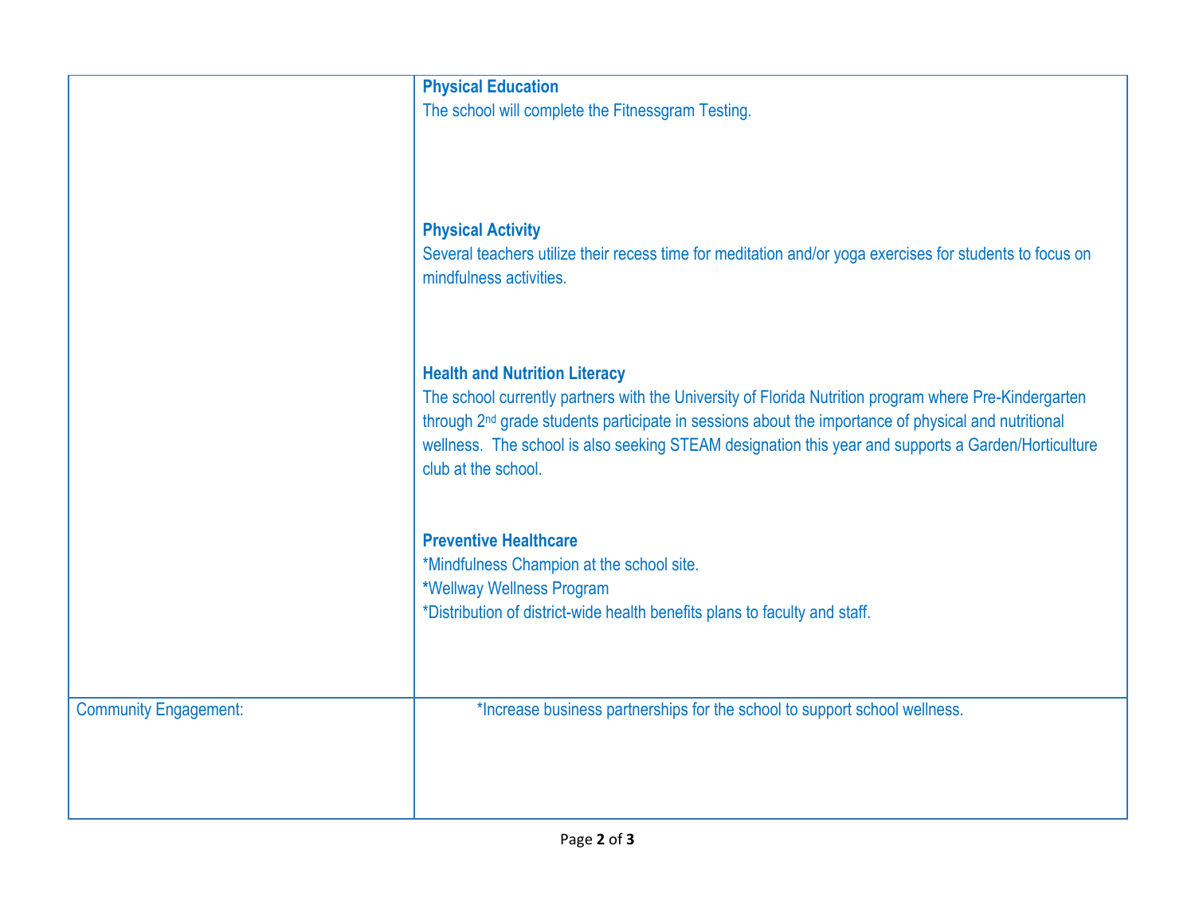| | |
|---|---|
| | **Physical Education**<br>The school will complete the Fitnessgram Testing.<br><br>**Physical Activity**<br>Several teachers utilize their recess time for meditation and/or yoga exercises for students to focus on mindfulness activities.<br><br>**Health and Nutrition Literacy**<br>The school currently partners with the University of Florida Nutrition program where Pre-Kindergarten through 2nd grade students participate in sessions about the importance of physical and nutritional wellness. The school is also seeking STEAM designation this year and supports a Garden/Horticulture club at the school.<br><br>**Preventive Healthcare**<br>*Mindfulness Champion at the school site.<br>*Wellway Wellness Program<br>*Distribution of district-wide health benefits plans to faculty and staff. |
| Community Engagement: | *Increase business partnerships for the school to support school wellness. |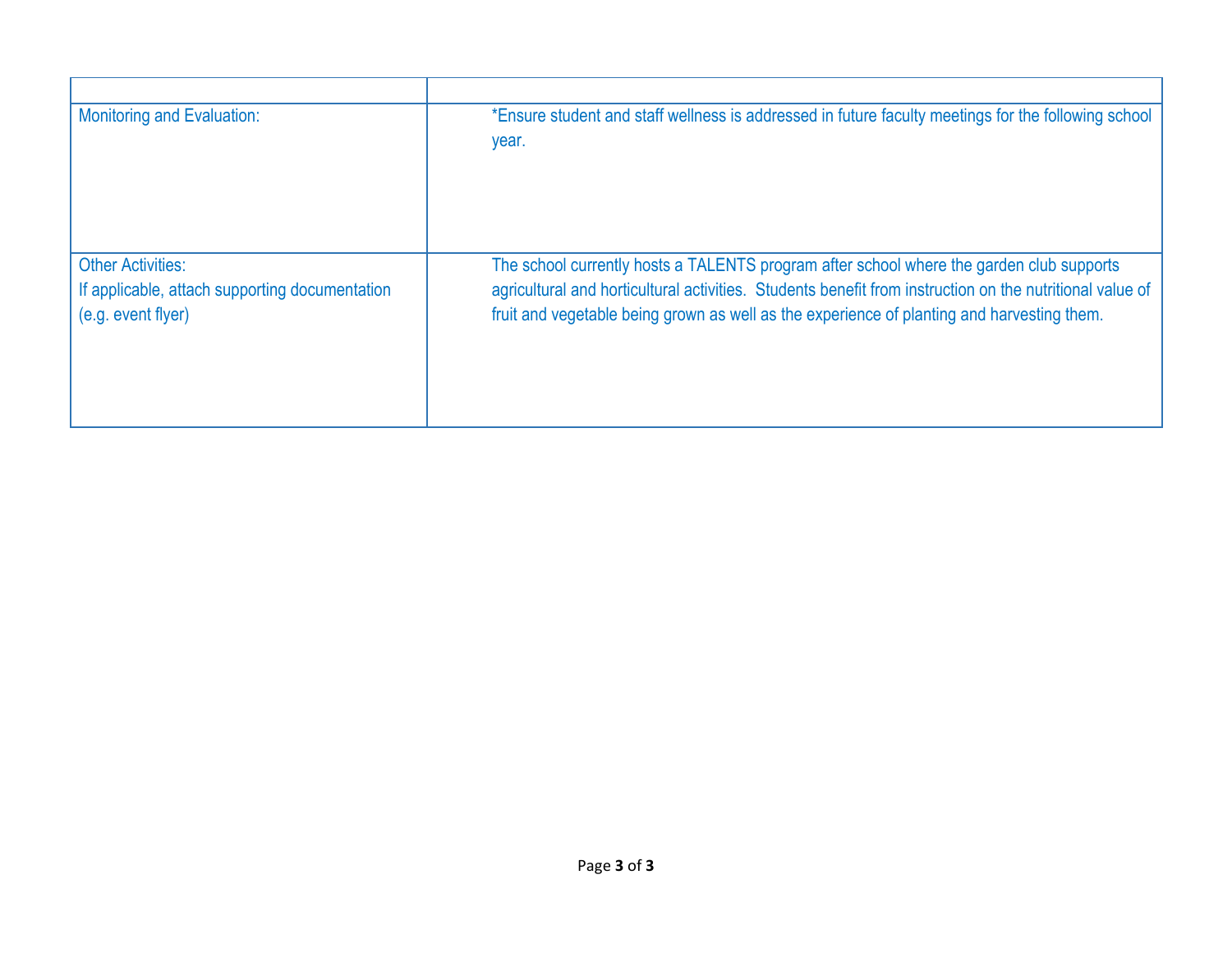| | |
|---|---|
| Monitoring and Evaluation: | *Ensure student and staff wellness is addressed in future faculty meetings for the following school year. |
| Other Activities:<br>If applicable, attach supporting documentation (e.g. event flyer) | The school currently hosts a TALENTS program after school where the garden club supports agricultural and horticultural activities. Students benefit from instruction on the nutritional value of fruit and vegetable being grown as well as the experience of planting and harvesting them. |